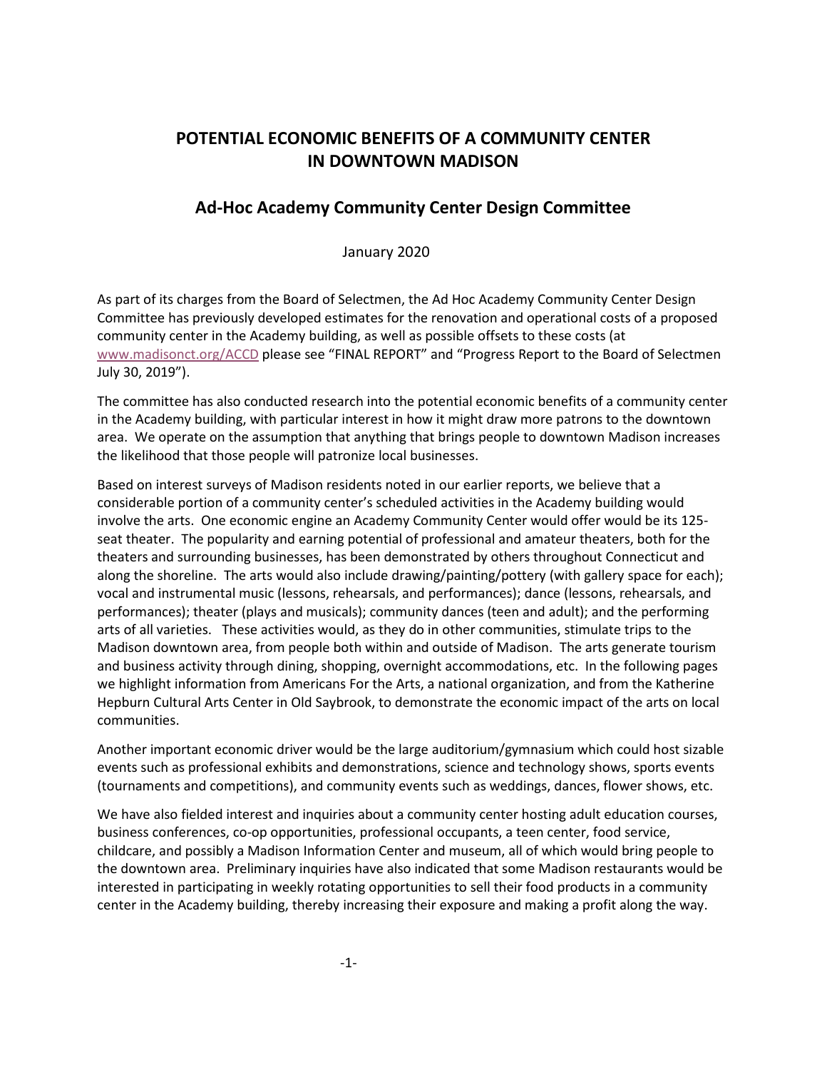# POTENTIAL ECONOMIC BENEFITS OF A COMMUNITY CENTER IN DOWNTOWN MADISON

## Ad-Hoc Academy Community Center Design Committee

January 2020

As part of its charges from the Board of Selectmen, the Ad Hoc Academy Community Center Design Committee has previously developed estimates for the renovation and operational costs of a proposed community center in the Academy building, as well as possible offsets to these costs (at www.madisonct.org/ACCD please see "FINAL REPORT" and "Progress Report to the Board of Selectmen July 30, 2019").

The committee has also conducted research into the potential economic benefits of a community center in the Academy building, with particular interest in how it might draw more patrons to the downtown area. We operate on the assumption that anything that brings people to downtown Madison increases the likelihood that those people will patronize local businesses.

Based on interest surveys of Madison residents noted in our earlier reports, we believe that a considerable portion of a community center's scheduled activities in the Academy building would involve the arts. One economic engine an Academy Community Center would offer would be its 125-seat theater. The popularity and earning potential of professional and amateur theaters, both for the theaters and surrounding businesses, has been demonstrated by others throughout Connecticut and along the shoreline. The arts would also include drawing/painting/pottery (with gallery space for each); vocal and instrumental music (lessons, rehearsals, and performances); dance (lessons, rehearsals, and performances); theater (plays and musicals); community dances (teen and adult); and the performing arts of all varieties. These activities would, as they do in other communities, stimulate trips to the Madison downtown area, from people both within and outside of Madison. The arts generate tourism and business activity through dining, shopping, overnight accommodations, etc. In the following pages we highlight information from Americans For the Arts, a national organization, and from the Katherine Hepburn Cultural Arts Center in Old Saybrook, to demonstrate the economic impact of the arts on local communities.

Another important economic driver would be the large auditorium/gymnasium which could host sizable events such as professional exhibits and demonstrations, science and technology shows, sports events (tournaments and competitions), and community events such as weddings, dances, flower shows, etc.

We have also fielded interest and inquiries about a community center hosting adult education courses, business conferences, co-op opportunities, professional occupants, a teen center, food service, childcare, and possibly a Madison Information Center and museum, all of which would bring people to the downtown area. Preliminary inquiries have also indicated that some Madison restaurants would be interested in participating in weekly rotating opportunities to sell their food products in a community center in the Academy building, thereby increasing their exposure and making a profit along the way.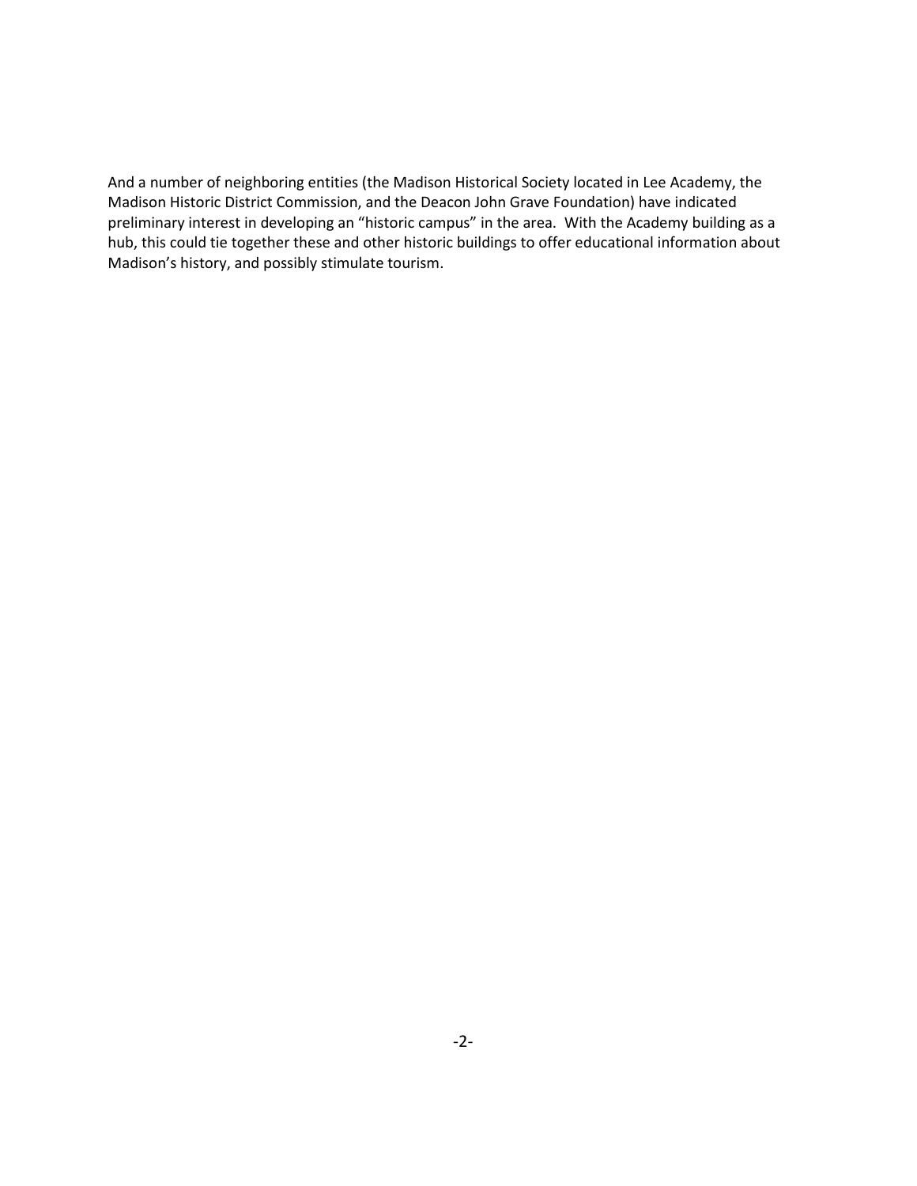And a number of neighboring entities (the Madison Historical Society located in Lee Academy, the Madison Historic District Commission, and the Deacon John Grave Foundation) have indicated preliminary interest in developing an "historic campus" in the area. With the Academy building as a hub, this could tie together these and other historic buildings to offer educational information about Madison's history, and possibly stimulate tourism.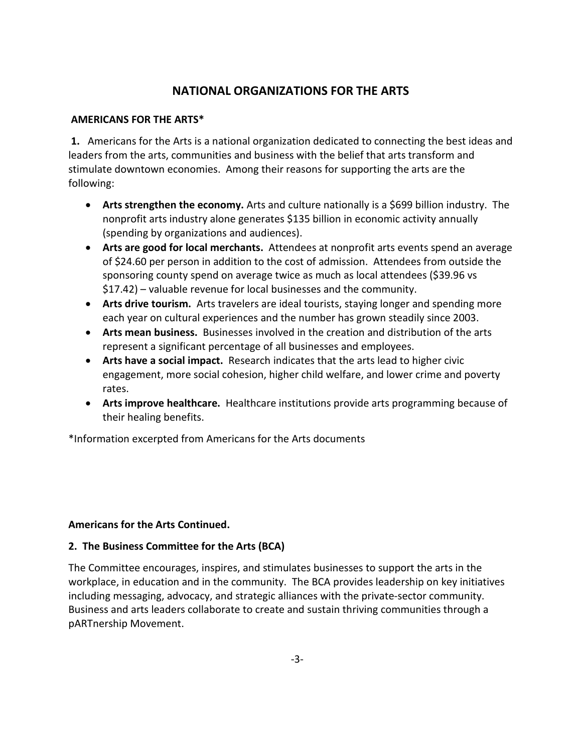# NATIONAL ORGANIZATIONS FOR THE ARTS

## AMERICANS FOR THE ARTS*

**1.** Americans for the Arts is a national organization dedicated to connecting the best ideas and leaders from the arts, communities and business with the belief that arts transform and stimulate downtown economies. Among their reasons for supporting the arts are the following:

- **Arts strengthen the economy.** Arts and culture nationally is a $699 billion industry. The nonprofit arts industry alone generates $135 billion in economic activity annually (spending by organizations and audiences).
- **Arts are good for local merchants.** Attendees at nonprofit arts events spend an average of $24.60 per person in addition to the cost of admission. Attendees from outside the sponsoring county spend on average twice as much as local attendees ($39.96 vs $17.42) – valuable revenue for local businesses and the community.
- **Arts drive tourism.** Arts travelers are ideal tourists, staying longer and spending more each year on cultural experiences and the number has grown steadily since 2003.
- **Arts mean business.** Businesses involved in the creation and distribution of the arts represent a significant percentage of all businesses and employees.
- **Arts have a social impact.** Research indicates that the arts lead to higher civic engagement, more social cohesion, higher child welfare, and lower crime and poverty rates.
- **Arts improve healthcare.** Healthcare institutions provide arts programming because of their healing benefits.

*Information excerpted from Americans for the Arts documents

**Americans for the Arts Continued.**

**2. The Business Committee for the Arts (BCA)**

The Committee encourages, inspires, and stimulates businesses to support the arts in the workplace, in education and in the community. The BCA provides leadership on key initiatives including messaging, advocacy, and strategic alliances with the private-sector community. Business and arts leaders collaborate to create and sustain thriving communities through a pARTnership Movement.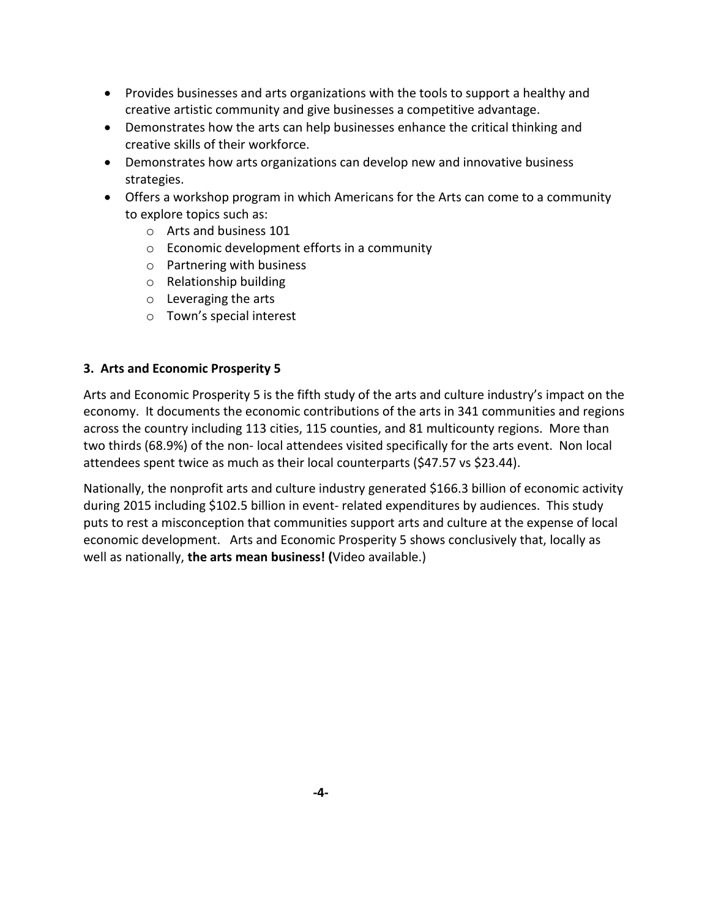- Provides businesses and arts organizations with the tools to support a healthy and creative artistic community and give businesses a competitive advantage.
- Demonstrates how the arts can help businesses enhance the critical thinking and creative skills of their workforce.
- Demonstrates how arts organizations can develop new and innovative business strategies.
- Offers a workshop program in which Americans for the Arts can come to a community to explore topics such as:
    - Arts and business 101
    - Economic development efforts in a community
    - Partnering with business
    - Relationship building
    - Leveraging the arts
    - Town's special interest

**3. Arts and Economic Prosperity 5**

Arts and Economic Prosperity 5 is the fifth study of the arts and culture industry's impact on the economy. It documents the economic contributions of the arts in 341 communities and regions across the country including 113 cities, 115 counties, and 81 multicounty regions. More than two thirds (68.9%) of the non- local attendees visited specifically for the arts event. Non local attendees spent twice as much as their local counterparts ($47.57 vs $23.44).

Nationally, the nonprofit arts and culture industry generated $166.3 billion of economic activity during 2015 including $102.5 billion in event- related expenditures by audiences. This study puts to rest a misconception that communities support arts and culture at the expense of local economic development. Arts and Economic Prosperity 5 shows conclusively that, locally as well as nationally, **the arts mean business! (**Video available.)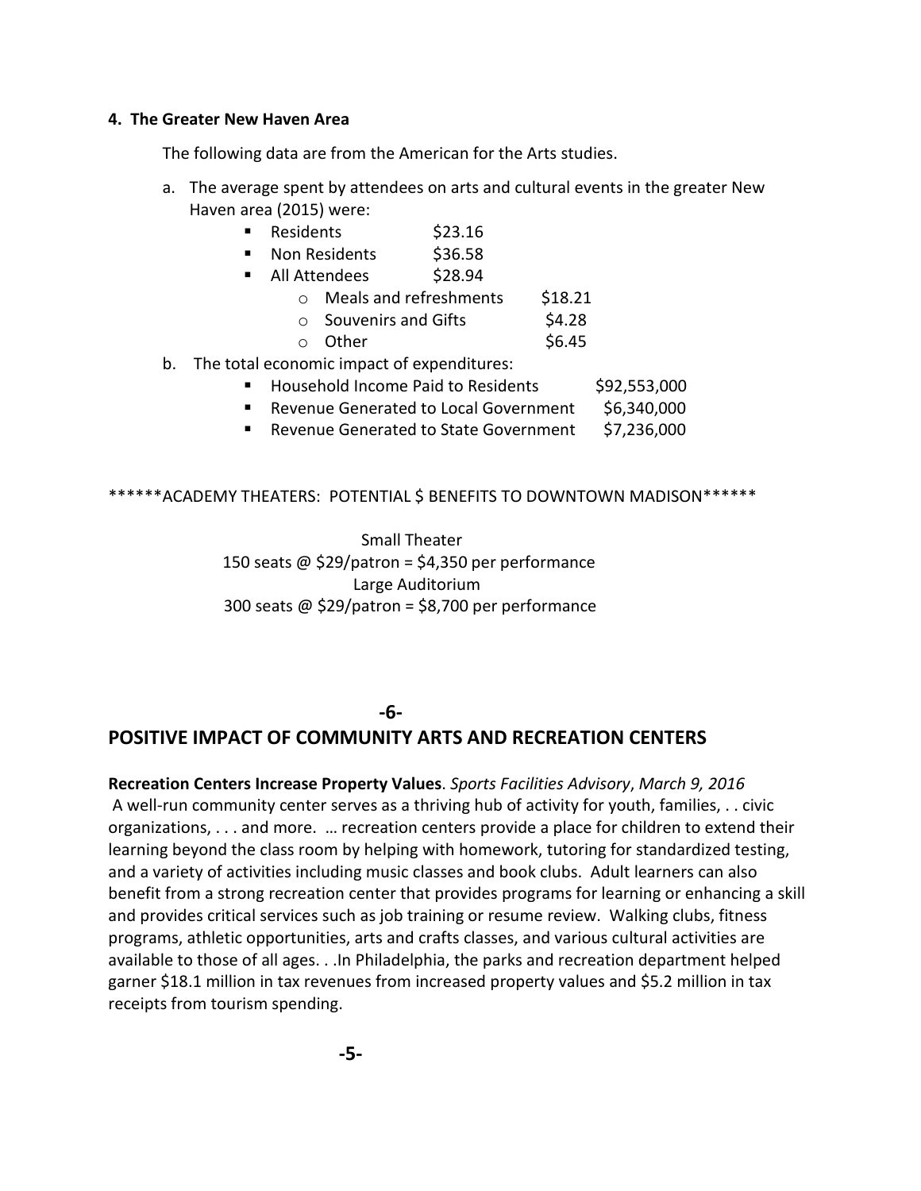**4. The Greater New Haven Area**

The following data are from the American for the Arts studies.

a. The average spent by attendees on arts and cultural events in the greater New Haven area (2015) were:
   - Residents $23.16
   - Non Residents $36.58
   - All Attendees $28.94
     - Meals and refreshments $18.21
     - Souvenirs and Gifts $4.28
     - Other $6.45

b. The total economic impact of expenditures:
   - Household Income Paid to Residents $92,553,000
   - Revenue Generated to Local Government $6,340,000
   - Revenue Generated to State Government $7,236,000

******ACADEMY THEATERS: POTENTIAL $ BENEFITS TO DOWNTOWN MADISON******

Small Theater
150 seats @ $29/patron = $4,350 per performance
Large Auditorium
300 seats @ $29/patron = $8,700 per performance

-6-

## POSITIVE IMPACT OF COMMUNITY ARTS AND RECREATION CENTERS

**Recreation Centers Increase Property Values**. *Sports Facilities Advisory*, *March 9, 2016*
A well-run community center serves as a thriving hub of activity for youth, families, . . civic organizations, . . . and more. … recreation centers provide a place for children to extend their learning beyond the class room by helping with homework, tutoring for standardized testing, and a variety of activities including music classes and book clubs. Adult learners can also benefit from a strong recreation center that provides programs for learning or enhancing a skill and provides critical services such as job training or resume review. Walking clubs, fitness programs, athletic opportunities, arts and crafts classes, and various cultural activities are available to those of all ages. . .In Philadelphia, the parks and recreation department helped garner $18.1 million in tax revenues from increased property values and $5.2 million in tax receipts from tourism spending.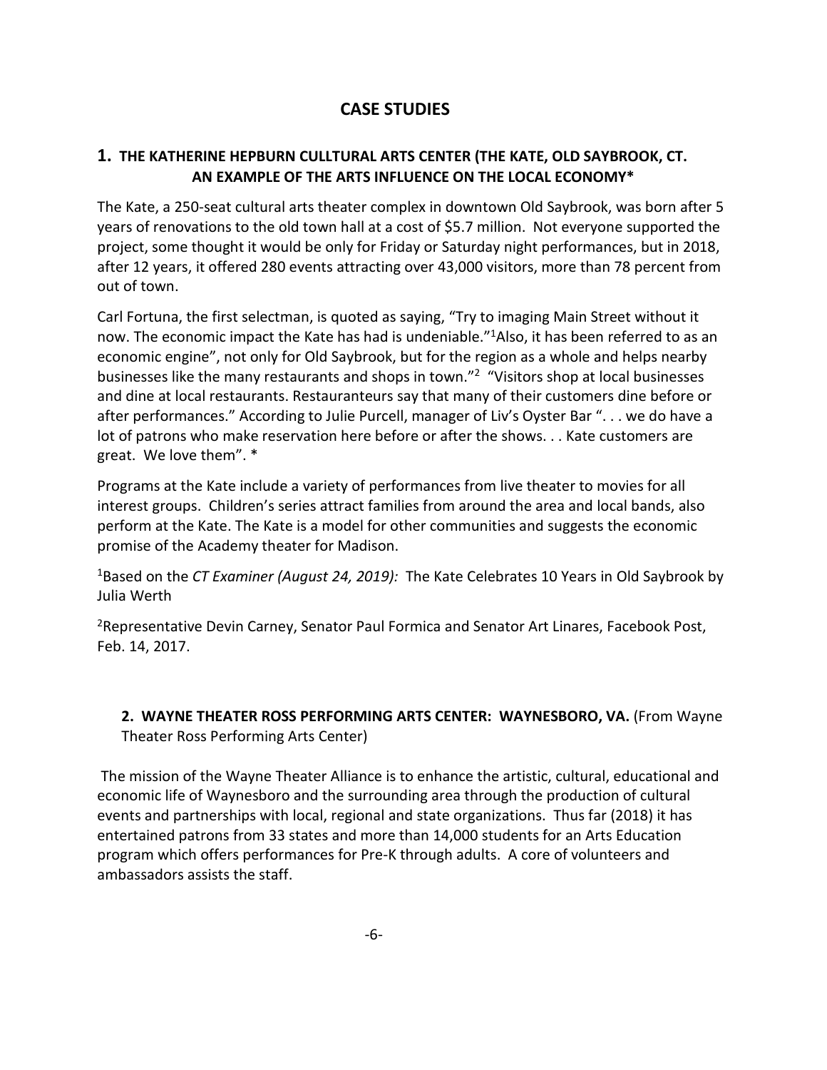# CASE STUDIES

## 1. THE KATHERINE HEPBURN CULLTURAL ARTS CENTER (THE KATE, OLD SAYBROOK, CT. AN EXAMPLE OF THE ARTS INFLUENCE ON THE LOCAL ECONOMY*

The Kate, a 250-seat cultural arts theater complex in downtown Old Saybrook, was born after 5 years of renovations to the old town hall at a cost of $5.7 million. Not everyone supported the project, some thought it would be only for Friday or Saturday night performances, but in 2018, after 12 years, it offered 280 events attracting over 43,000 visitors, more than 78 percent from out of town.

Carl Fortuna, the first selectman, is quoted as saying, "Try to imaging Main Street without it now. The economic impact the Kate has had is undeniable."[1] Also, it has been referred to as an economic engine", not only for Old Saybrook, but for the region as a whole and helps nearby businesses like the many restaurants and shops in town."[2] "Visitors shop at local businesses and dine at local restaurants. Restauranteurs say that many of their customers dine before or after performances." According to Julie Purcell, manager of Liv's Oyster Bar ". . . we do have a lot of patrons who make reservation here before or after the shows. . . Kate customers are great. We love them". *

Programs at the Kate include a variety of performances from live theater to movies for all interest groups. Children's series attract families from around the area and local bands, also perform at the Kate. The Kate is a model for other communities and suggests the economic promise of the Academy theater for Madison.

[1] Based on the *CT Examiner (August 24, 2019):* The Kate Celebrates 10 Years in Old Saybrook by Julia Werth

[2] Representative Devin Carney, Senator Paul Formica and Senator Art Linares, Facebook Post, Feb. 14, 2017.

## 2. WAYNE THEATER ROSS PERFORMING ARTS CENTER: WAYNESBORO, VA. (From Wayne Theater Ross Performing Arts Center)

The mission of the Wayne Theater Alliance is to enhance the artistic, cultural, educational and economic life of Waynesboro and the surrounding area through the production of cultural events and partnerships with local, regional and state organizations. Thus far (2018) it has entertained patrons from 33 states and more than 14,000 students for an Arts Education program which offers performances for Pre-K through adults. A core of volunteers and ambassadors assists the staff.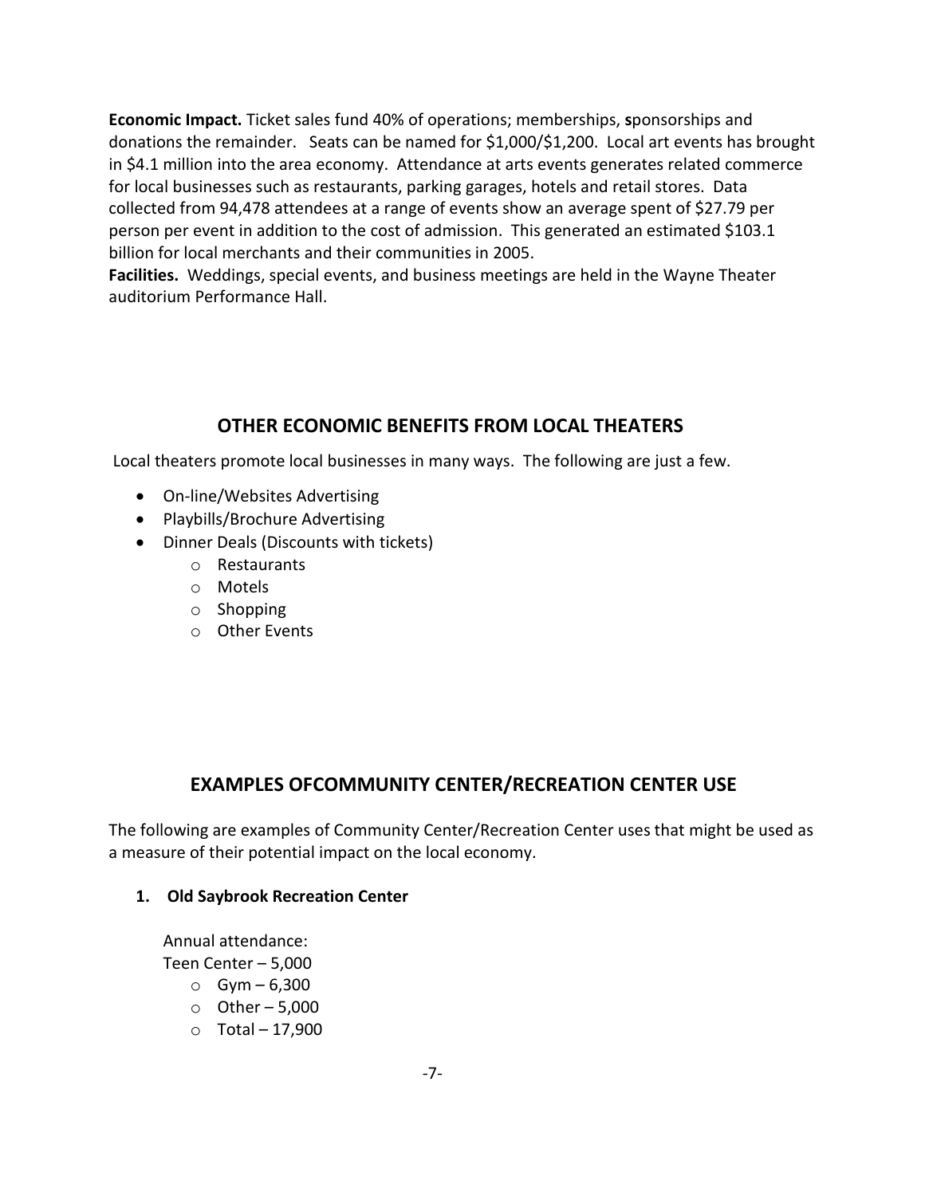**Economic Impact.** Ticket sales fund 40% of operations; memberships, **s**ponsorships and donations the remainder. Seats can be named for $1,000/$1,200. Local art events has brought in $4.1 million into the area economy. Attendance at arts events generates related commerce for local businesses such as restaurants, parking garages, hotels and retail stores. Data collected from 94,478 attendees at a range of events show an average spent of $27.79 per person per event in addition to the cost of admission. This generated an estimated $103.1 billion for local merchants and their communities in 2005.

**Facilities.** Weddings, special events, and business meetings are held in the Wayne Theater auditorium Performance Hall.

## OTHER ECONOMIC BENEFITS FROM LOCAL THEATERS

Local theaters promote local businesses in many ways. The following are just a few.

- On-line/Websites Advertising
- Playbills/Brochure Advertising
- Dinner Deals (Discounts with tickets)
  - Restaurants
  - Motels
  - Shopping
  - Other Events

## EXAMPLES OFCOMMUNITY CENTER/RECREATION CENTER USE

The following are examples of Community Center/Recreation Center uses that might be used as a measure of their potential impact on the local economy.

1. **Old Saybrook Recreation Center**

   Annual attendance:
   Teen Center – 5,000
   - Gym – 6,300
   - Other – 5,000
   - Total – 17,900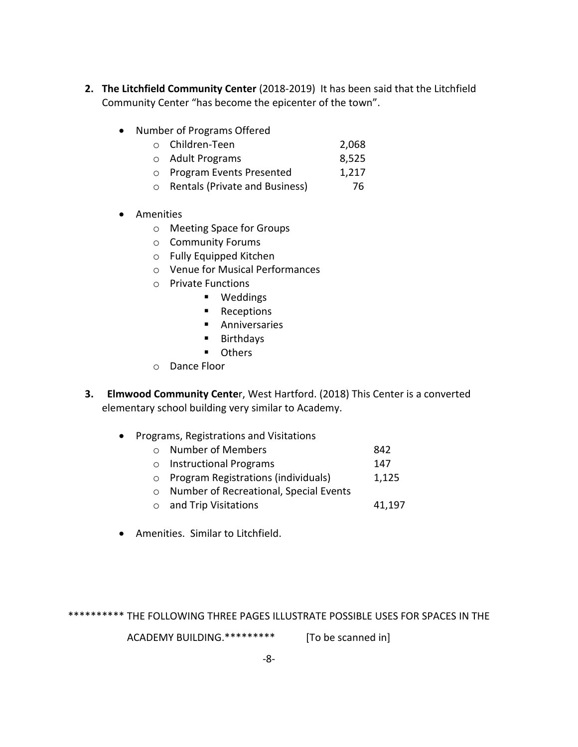2. **The Litchfield Community Center** (2018-2019) It has been said that the Litchfield Community Center "has become the epicenter of the town".

   - Number of Programs Offered
     - Children-Teen 2,068
     - Adult Programs 8,525
     - Program Events Presented 1,217
     - Rentals (Private and Business) 76

   - Amenities
     - Meeting Space for Groups
     - Community Forums
     - Fully Equipped Kitchen
     - Venue for Musical Performances
     - Private Functions
       - Weddings
       - Receptions
       - Anniversaries
       - Birthdays
       - Others
     - Dance Floor

3. **Elmwood Community Cente**r, West Hartford. (2018) This Center is a converted elementary school building very similar to Academy.

   - Programs, Registrations and Visitations
     - Number of Members 842
     - Instructional Programs 147
     - Program Registrations (individuals) 1,125
     - Number of Recreational, Special Events
     - and Trip Visitations 41,197

   - Amenities. Similar to Litchfield.

********** THE FOLLOWING THREE PAGES ILLUSTRATE POSSIBLE USES FOR SPACES IN THE ACADEMY BUILDING.********* [To be scanned in]